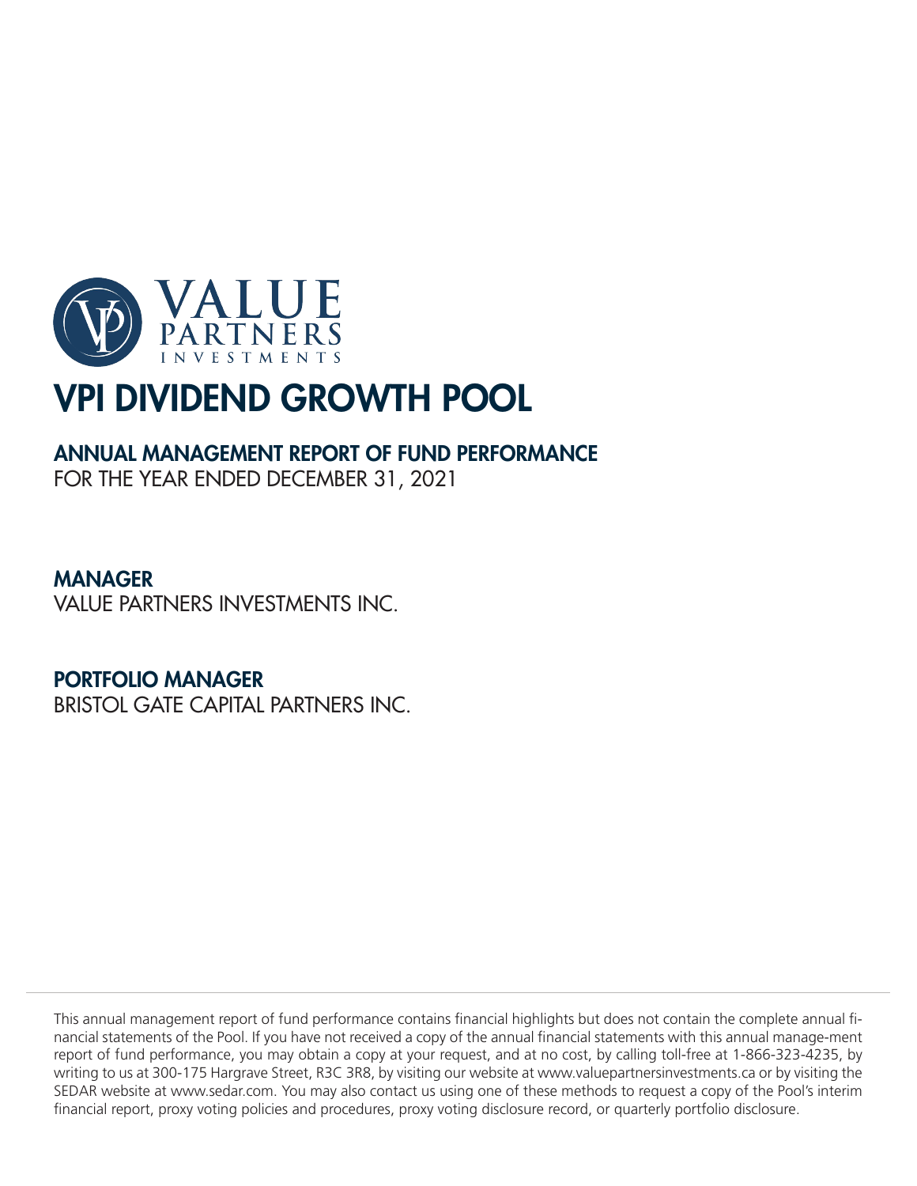VALUE PARTNERS INVESTMENTS

# VPI DIVIDEND GROWTH POOL

## ANNUAL MANAGEMENT REPORT OF FUND PERFORMANCE

FOR THE YEAR ENDED DECEMBER 31, 2021

### MANAGER

VALUE PARTNERS INVESTMENTS INC.

### PORTFOLIO MANAGER

BRISTOL GATE CAPITAL PARTNERS INC.

This annual management report of fund performance contains financial highlights but does not contain the complete annual financial statements of the Pool. If you have not received a copy of the annual financial statements with this annual manage-ment report of fund performance, you may obtain a copy at your request, and at no cost, by calling toll-free at 1-866-323-4235, by writing to us at 300-175 Hargrave Street, R3C 3R8, by visiting our website at www.valuepartnersinvestments.ca or by visiting the SEDAR website at www.sedar.com. You may also contact us using one of these methods to request a copy of the Pool's interim financial report, proxy voting policies and procedures, proxy voting disclosure record, or quarterly portfolio disclosure.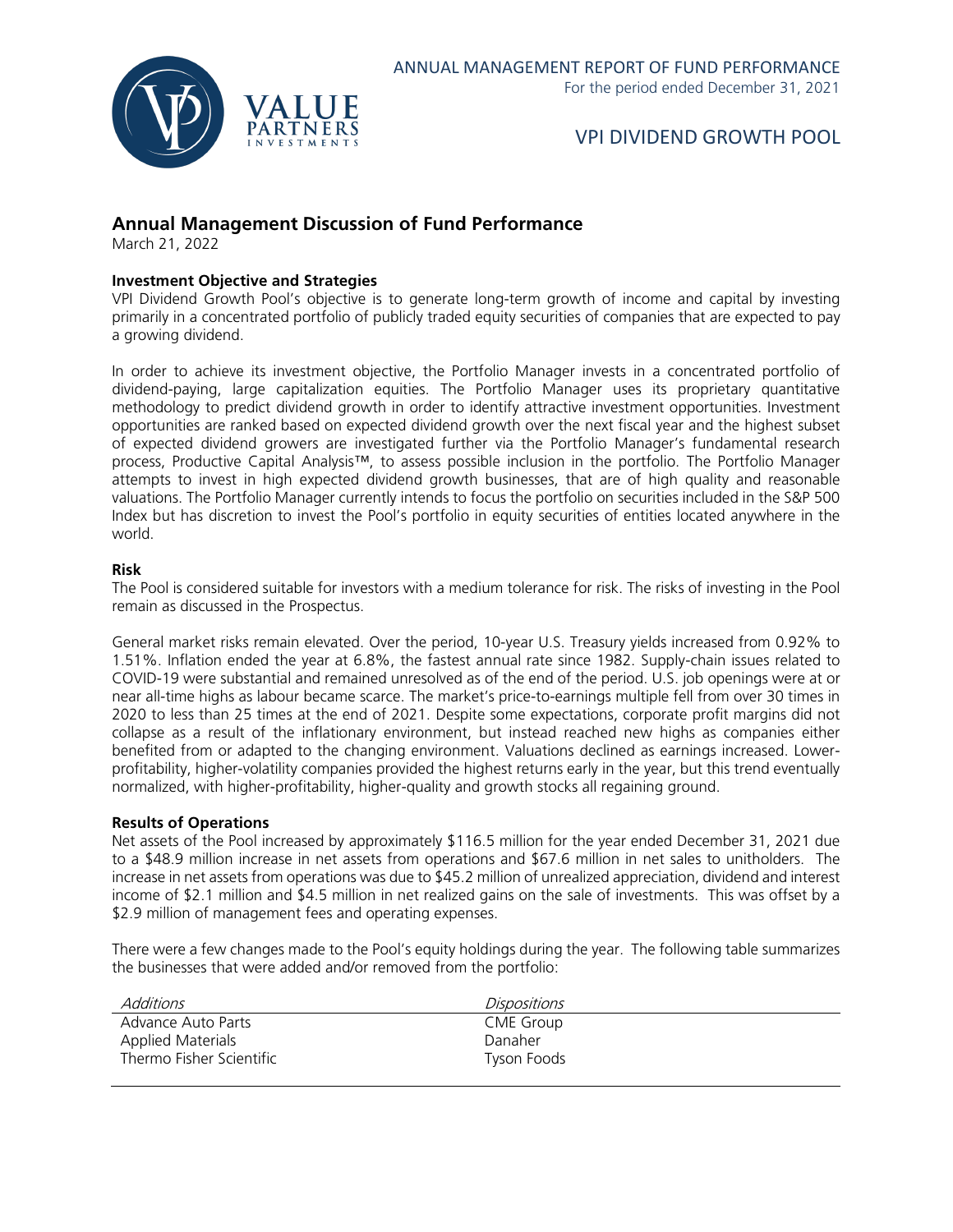ANNUAL MANAGEMENT REPORT OF FUND PERFORMANCE

For the period ended December 31, 2021

# VPI DIVIDEND GROWTH POOL

## Annual Management Discussion of Fund Performance

March 21, 2022

### Investment Objective and Strategies

VPI Dividend Growth Pool's objective is to generate long-term growth of income and capital by investing primarily in a concentrated portfolio of publicly traded equity securities of companies that are expected to pay a growing dividend.

In order to achieve its investment objective, the Portfolio Manager invests in a concentrated portfolio of dividend-paying, large capitalization equities. The Portfolio Manager uses its proprietary quantitative methodology to predict dividend growth in order to identify attractive investment opportunities. Investment opportunities are ranked based on expected dividend growth over the next fiscal year and the highest subset of expected dividend growers are investigated further via the Portfolio Manager's fundamental research process, Productive Capital Analysis™, to assess possible inclusion in the portfolio. The Portfolio Manager attempts to invest in high expected dividend growth businesses, that are of high quality and reasonable valuations. The Portfolio Manager currently intends to focus the portfolio on securities included in the S&P 500 Index but has discretion to invest the Pool's portfolio in equity securities of entities located anywhere in the world.

### Risk

The Pool is considered suitable for investors with a medium tolerance for risk. The risks of investing in the Pool remain as discussed in the Prospectus.

General market risks remain elevated. Over the period, 10-year U.S. Treasury yields increased from 0.92% to 1.51%. Inflation ended the year at 6.8%, the fastest annual rate since 1982. Supply-chain issues related to COVID-19 were substantial and remained unresolved as of the end of the period. U.S. job openings were at or near all-time highs as labour became scarce. The market's price-to-earnings multiple fell from over 30 times in 2020 to less than 25 times at the end of 2021. Despite some expectations, corporate profit margins did not collapse as a result of the inflationary environment, but instead reached new highs as companies either benefited from or adapted to the changing environment. Valuations declined as earnings increased. Lower-profitability, higher-volatility companies provided the highest returns early in the year, but this trend eventually normalized, with higher-profitability, higher-quality and growth stocks all regaining ground.

### Results of Operations

Net assets of the Pool increased by approximately $116.5 million for the year ended December 31, 2021 due to a $48.9 million increase in net assets from operations and $67.6 million in net sales to unitholders. The increase in net assets from operations was due to $45.2 million of unrealized appreciation, dividend and interest income of $2.1 million and $4.5 million in net realized gains on the sale of investments. This was offset by a $2.9 million of management fees and operating expenses.

There were a few changes made to the Pool's equity holdings during the year. The following table summarizes the businesses that were added and/or removed from the portfolio:

| *Additions* | *Dispositions* |
|---|---|
| Advance Auto Parts | CME Group |
| Applied Materials | Danaher |
| Thermo Fisher Scientific | Tyson Foods |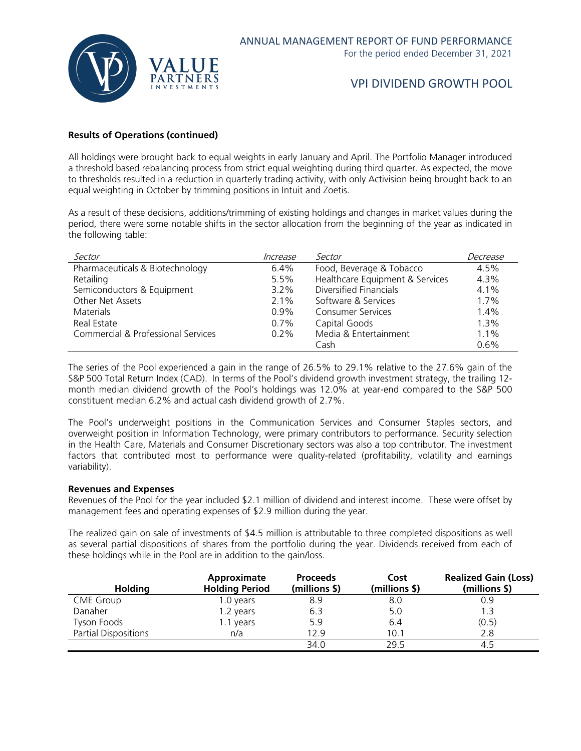### Results of Operations (continued)

All holdings were brought back to equal weights in early January and April. The Portfolio Manager introduced a threshold based rebalancing process from strict equal weighting during third quarter. As expected, the move to thresholds resulted in a reduction in quarterly trading activity, with only Activision being brought back to an equal weighting in October by trimming positions in Intuit and Zoetis.

As a result of these decisions, additions/trimming of existing holdings and changes in market values during the period, there were some notable shifts in the sector allocation from the beginning of the year as indicated in the following table:

| *Sector* | *Increase* | *Sector* | *Decrease* |
|---|---|---|---|
| Pharmaceuticals & Biotechnology | 6.4% | Food, Beverage & Tobacco | 4.5% |
| Retailing | 5.5% | Healthcare Equipment & Services | 4.3% |
| Semiconductors & Equipment | 3.2% | Diversified Financials | 4.1% |
| Other Net Assets | 2.1% | Software & Services | 1.7% |
| Materials | 0.9% | Consumer Services | 1.4% |
| Real Estate | 0.7% | Capital Goods | 1.3% |
| Commercial & Professional Services | 0.2% | Media & Entertainment | 1.1% |
| | | Cash | 0.6% |

The series of the Pool experienced a gain in the range of 26.5% to 29.1% relative to the 27.6% gain of the S&P 500 Total Return Index (CAD). In terms of the Pool's dividend growth investment strategy, the trailing 12-month median dividend growth of the Pool's holdings was 12.0% at year-end compared to the S&P 500 constituent median 6.2% and actual cash dividend growth of 2.7%.

The Pool's underweight positions in the Communication Services and Consumer Staples sectors, and overweight position in Information Technology, were primary contributors to performance. Security selection in the Health Care, Materials and Consumer Discretionary sectors was also a top contributor. The investment factors that contributed most to performance were quality-related (profitability, volatility and earnings variability).

### Revenues and Expenses

Revenues of the Pool for the year included $2.1 million of dividend and interest income. These were offset by management fees and operating expenses of $2.9 million during the year.

The realized gain on sale of investments of $4.5 million is attributable to three completed dispositions as well as several partial dispositions of shares from the portfolio during the year. Dividends received from each of these holdings while in the Pool are in addition to the gain/loss.

| Holding | Approximate Holding Period | Proceeds (millions $) | Cost (millions $) | Realized Gain (Loss) (millions $) |
|---|---|---|---|---|
| CME Group | 1.0 years | 8.9 | 8.0 | 0.9 |
| Danaher | 1.2 years | 6.3 | 5.0 | 1.3 |
| Tyson Foods | 1.1 years | 5.9 | 6.4 | (0.5) |
| Partial Dispositions | n/a | 12.9 | 10.1 | 2.8 |
| | | 34.0 | 29.5 | 4.5 |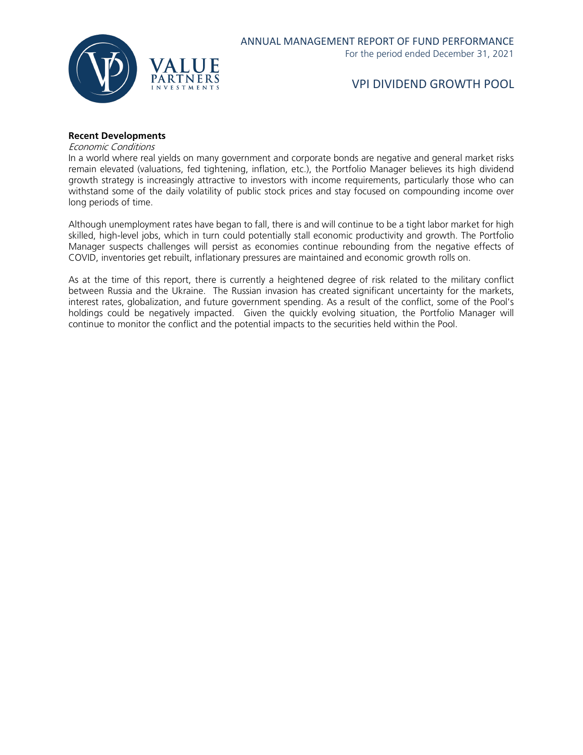**Recent Developments**

*Economic Conditions*

In a world where real yields on many government and corporate bonds are negative and general market risks remain elevated (valuations, fed tightening, inflation, etc.), the Portfolio Manager believes its high dividend growth strategy is increasingly attractive to investors with income requirements, particularly those who can withstand some of the daily volatility of public stock prices and stay focused on compounding income over long periods of time.

Although unemployment rates have began to fall, there is and will continue to be a tight labor market for high skilled, high-level jobs, which in turn could potentially stall economic productivity and growth. The Portfolio Manager suspects challenges will persist as economies continue rebounding from the negative effects of COVID, inventories get rebuilt, inflationary pressures are maintained and economic growth rolls on.

As at the time of this report, there is currently a heightened degree of risk related to the military conflict between Russia and the Ukraine. The Russian invasion has created significant uncertainty for the markets, interest rates, globalization, and future government spending. As a result of the conflict, some of the Pool's holdings could be negatively impacted. Given the quickly evolving situation, the Portfolio Manager will continue to monitor the conflict and the potential impacts to the securities held within the Pool.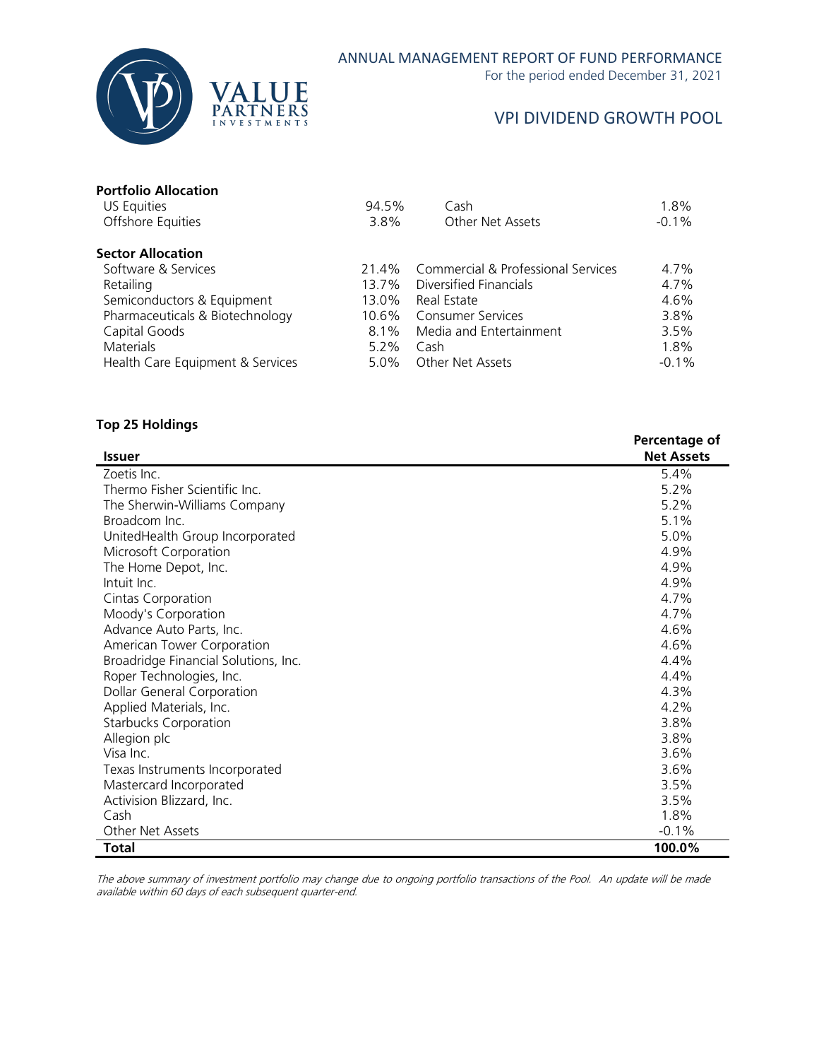**Portfolio Allocation**

| | | | |
|---|---|---|---|
| US Equities | 94.5% | Cash | 1.8% |
| Offshore Equities | 3.8% | Other Net Assets | -0.1% |

**Sector Allocation**

| | | | |
|---|---|---|---|
| Software & Services | 21.4% | Commercial & Professional Services | 4.7% |
| Retailing | 13.7% | Diversified Financials | 4.7% |
| Semiconductors & Equipment | 13.0% | Real Estate | 4.6% |
| Pharmaceuticals & Biotechnology | 10.6% | Consumer Services | 3.8% |
| Capital Goods | 8.1% | Media and Entertainment | 3.5% |
| Materials | 5.2% | Cash | 1.8% |
| Health Care Equipment & Services | 5.0% | Other Net Assets | -0.1% |

**Top 25 Holdings**

| Issuer | Percentage of Net Assets |
|---|---|
| Zoetis Inc. | 5.4% |
| Thermo Fisher Scientific Inc. | 5.2% |
| The Sherwin-Williams Company | 5.2% |
| Broadcom Inc. | 5.1% |
| UnitedHealth Group Incorporated | 5.0% |
| Microsoft Corporation | 4.9% |
| The Home Depot, Inc. | 4.9% |
| Intuit Inc. | 4.9% |
| Cintas Corporation | 4.7% |
| Moody's Corporation | 4.7% |
| Advance Auto Parts, Inc. | 4.6% |
| American Tower Corporation | 4.6% |
| Broadridge Financial Solutions, Inc. | 4.4% |
| Roper Technologies, Inc. | 4.4% |
| Dollar General Corporation | 4.3% |
| Applied Materials, Inc. | 4.2% |
| Starbucks Corporation | 3.8% |
| Allegion plc | 3.8% |
| Visa Inc. | 3.6% |
| Texas Instruments Incorporated | 3.6% |
| Mastercard Incorporated | 3.5% |
| Activision Blizzard, Inc. | 3.5% |
| Cash | 1.8% |
| Other Net Assets | -0.1% |
| **Total** | **100.0%** |

*The above summary of investment portfolio may change due to ongoing portfolio transactions of the Pool. An update will be made available within 60 days of each subsequent quarter-end.*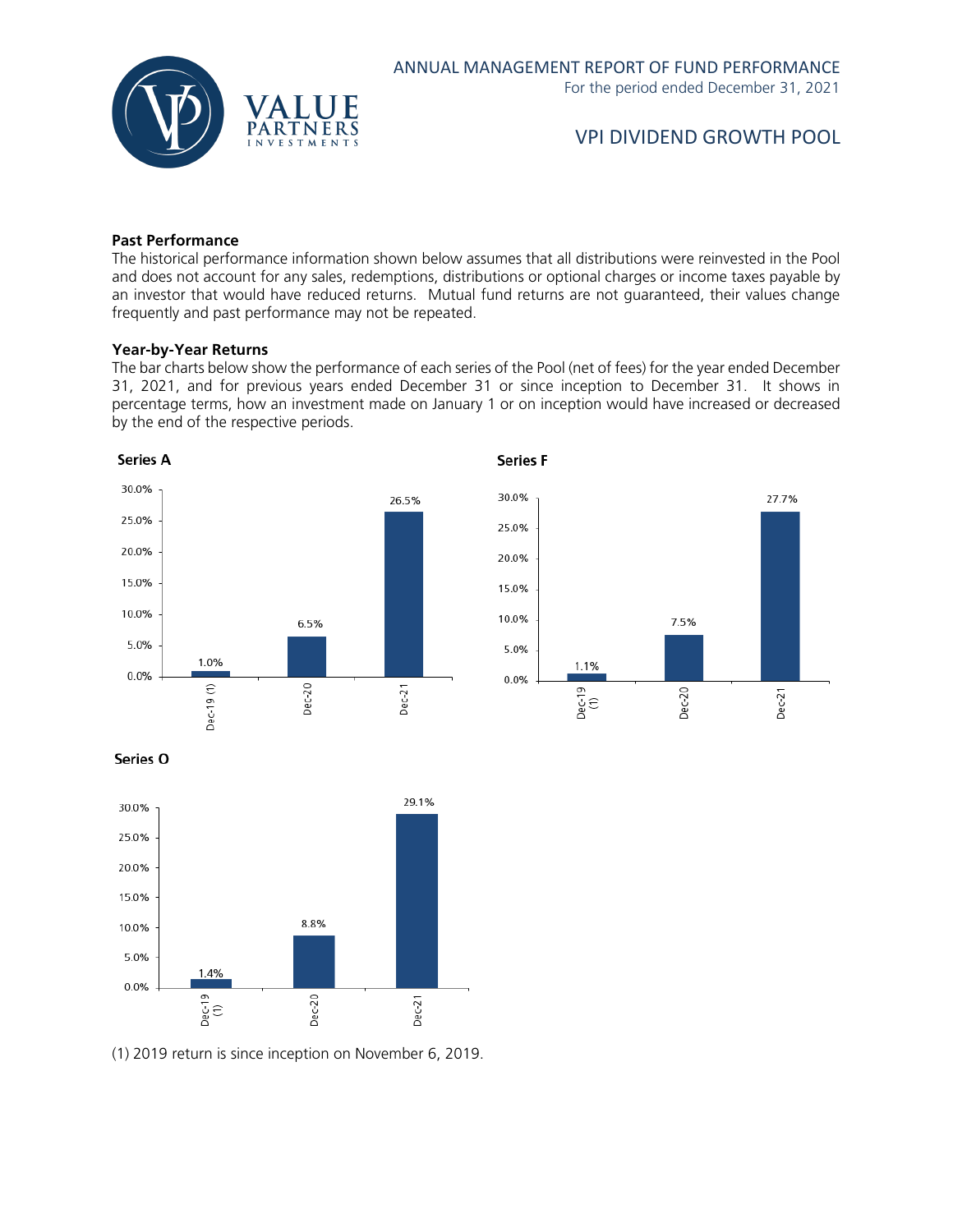# VPI DIVIDEND GROWTH POOL

**Past Performance**

The historical performance information shown below assumes that all distributions were reinvested in the Pool and does not account for any sales, redemptions, distributions or optional charges or income taxes payable by an investor that would have reduced returns. Mutual fund returns are not guaranteed, their values change frequently and past performance may not be repeated.

**Year-by-Year Returns**

The bar charts below show the performance of each series of the Pool (net of fees) for the year ended December 31, 2021, and for previous years ended December 31 or since inception to December 31. It shows in percentage terms, how an investment made on January 1 or on inception would have increased or decreased by the end of the respective periods.

**Series A**

| Period | Return |
|---|---|
| Dec-19 (1) | 1.0% |
| Dec-20 | 6.5% |
| Dec-21 | 26.5% |

**Series F**

| Period | Return |
|---|---|
| Dec-19 (1) | 1.1% |
| Dec-20 | 7.5% |
| Dec-21 | 27.7% |

**Series O**

| Period | Return |
|---|---|
| Dec-19 (1) | 1.4% |
| Dec-20 | 8.8% |
| Dec-21 | 29.1% |

(1) 2019 return is since inception on November 6, 2019.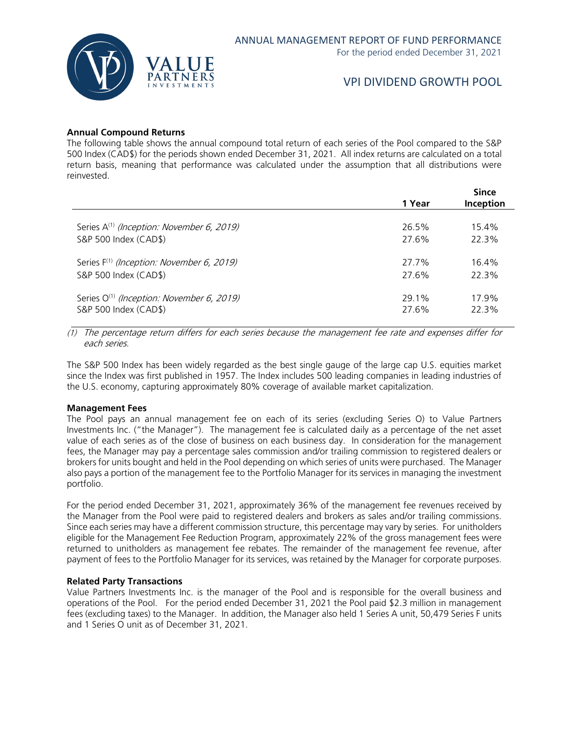### Annual Compound Returns

The following table shows the annual compound total return of each series of the Pool compared to the S&P 500 Index (CAD$) for the periods shown ended December 31, 2021. All index returns are calculated on a total return basis, meaning that performance was calculated under the assumption that all distributions were reinvested.

| | 1 Year | Since Inception |
|---|---|---|
| Series A[(1)] *(Inception: November 6, 2019)* | 26.5% | 15.4% |
| S&P 500 Index (CAD$) | 27.6% | 22.3% |
| Series F[(1)] *(Inception: November 6, 2019)* | 27.7% | 16.4% |
| S&P 500 Index (CAD$) | 27.6% | 22.3% |
| Series O[(1)] *(Inception: November 6, 2019)* | 29.1% | 17.9% |
| S&P 500 Index (CAD$) | 27.6% | 22.3% |

*(1) The percentage return differs for each series because the management fee rate and expenses differ for each series.*

The S&P 500 Index has been widely regarded as the best single gauge of the large cap U.S. equities market since the Index was first published in 1957. The Index includes 500 leading companies in leading industries of the U.S. economy, capturing approximately 80% coverage of available market capitalization.

### Management Fees

The Pool pays an annual management fee on each of its series (excluding Series O) to Value Partners Investments Inc. ("the Manager"). The management fee is calculated daily as a percentage of the net asset value of each series as of the close of business on each business day. In consideration for the management fees, the Manager may pay a percentage sales commission and/or trailing commission to registered dealers or brokers for units bought and held in the Pool depending on which series of units were purchased. The Manager also pays a portion of the management fee to the Portfolio Manager for its services in managing the investment portfolio.

For the period ended December 31, 2021, approximately 36% of the management fee revenues received by the Manager from the Pool were paid to registered dealers and brokers as sales and/or trailing commissions. Since each series may have a different commission structure, this percentage may vary by series. For unitholders eligible for the Management Fee Reduction Program, approximately 22% of the gross management fees were returned to unitholders as management fee rebates. The remainder of the management fee revenue, after payment of fees to the Portfolio Manager for its services, was retained by the Manager for corporate purposes.

### Related Party Transactions

Value Partners Investments Inc. is the manager of the Pool and is responsible for the overall business and operations of the Pool. For the period ended December 31, 2021 the Pool paid $2.3 million in management fees (excluding taxes) to the Manager. In addition, the Manager also held 1 Series A unit, 50,479 Series F units and 1 Series O unit as of December 31, 2021.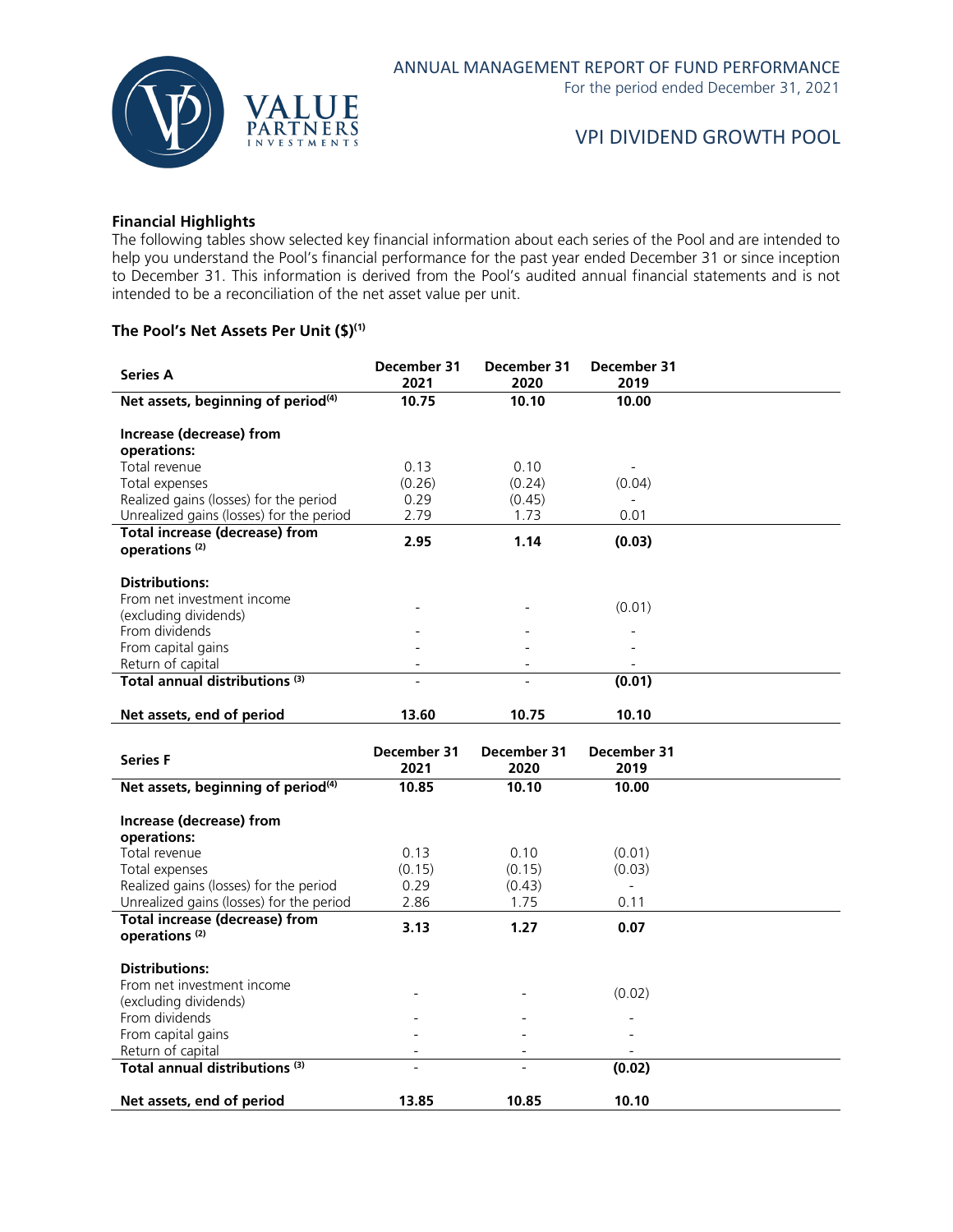## Financial Highlights

The following tables show selected key financial information about each series of the Pool and are intended to help you understand the Pool's financial performance for the past year ended December 31 or since inception to December 31. This information is derived from the Pool's audited annual financial statements and is not intended to be a reconciliation of the net asset value per unit.

### The Pool's Net Assets Per Unit ($)(1)

| Series A | December 31 2021 | December 31 2020 | December 31 2019 |
|---|---|---|---|
| **Net assets, beginning of period(4)** | **10.75** | **10.10** | **10.00** |
| **Increase (decrease) from operations:** | | | |
| Total revenue | 0.13 | 0.10 | - |
| Total expenses | (0.26) | (0.24) | (0.04) |
| Realized gains (losses) for the period | 0.29 | (0.45) | - |
| Unrealized gains (losses) for the period | 2.79 | 1.73 | 0.01 |
| **Total increase (decrease) from operations (2)** | **2.95** | **1.14** | **(0.03)** |
| **Distributions:** | | | |
| From net investment income (excluding dividends) | - | - | (0.01) |
| From dividends | - | - | - |
| From capital gains | - | - | - |
| Return of capital | - | - | - |
| **Total annual distributions (3)** | - | - | **(0.01)** |
| **Net assets, end of period** | **13.60** | **10.75** | **10.10** |

| Series F | December 31 2021 | December 31 2020 | December 31 2019 |
|---|---|---|---|
| **Net assets, beginning of period(4)** | **10.85** | **10.10** | **10.00** |
| **Increase (decrease) from operations:** | | | |
| Total revenue | 0.13 | 0.10 | (0.01) |
| Total expenses | (0.15) | (0.15) | (0.03) |
| Realized gains (losses) for the period | 0.29 | (0.43) | - |
| Unrealized gains (losses) for the period | 2.86 | 1.75 | 0.11 |
| **Total increase (decrease) from operations (2)** | **3.13** | **1.27** | **0.07** |
| **Distributions:** | | | |
| From net investment income (excluding dividends) | - | - | (0.02) |
| From dividends | - | - | - |
| From capital gains | - | - | - |
| Return of capital | - | - | - |
| **Total annual distributions (3)** | - | - | **(0.02)** |
| **Net assets, end of period** | **13.85** | **10.85** | **10.10** |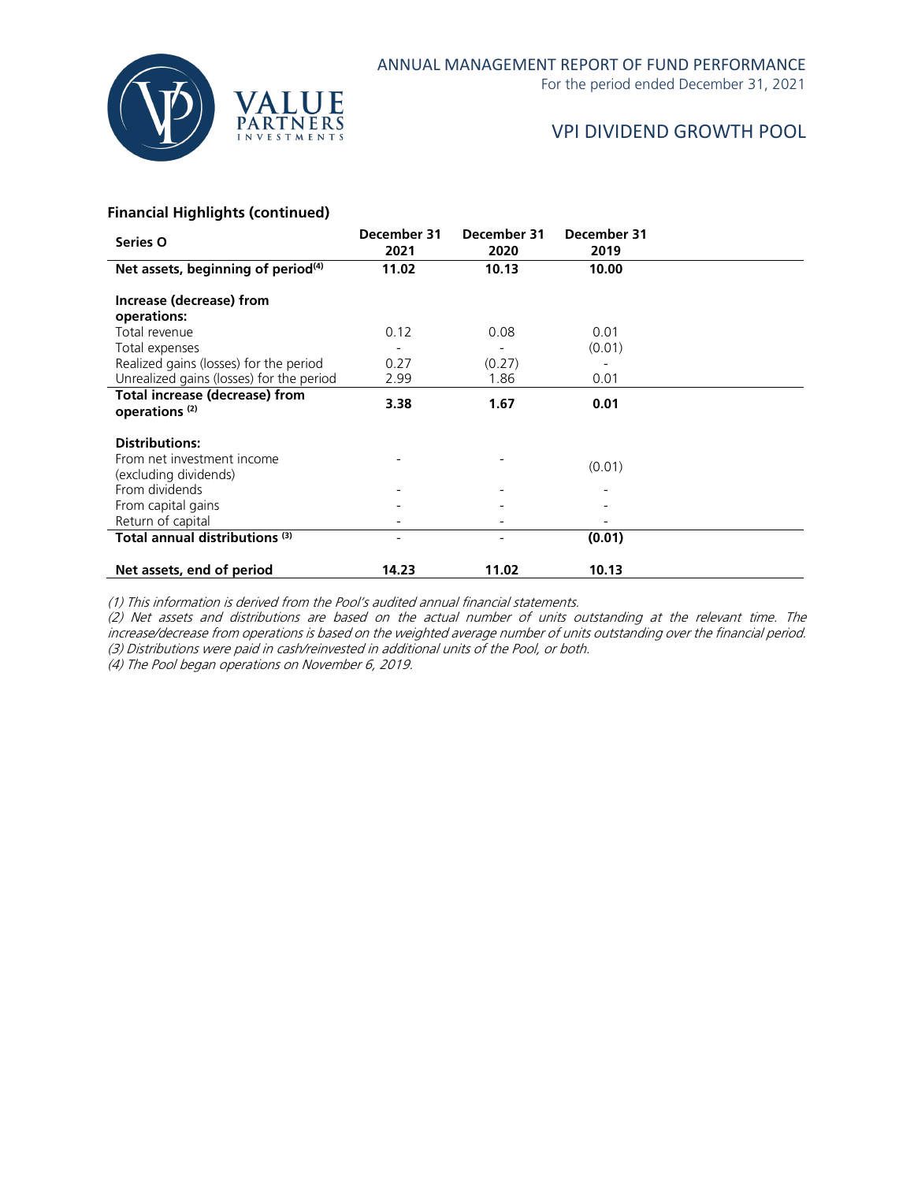# VPI DIVIDEND GROWTH POOL

### Financial Highlights (continued)

| Series O | December 31 2021 | December 31 2020 | December 31 2019 |
|---|---|---|---|
| **Net assets, beginning of period[(4)]** | **11.02** | **10.13** | **10.00** |
| **Increase (decrease) from operations:** | | | |
| Total revenue | 0.12 | 0.08 | 0.01 |
| Total expenses | - | - | (0.01) |
| Realized gains (losses) for the period | 0.27 | (0.27) | - |
| Unrealized gains (losses) for the period | 2.99 | 1.86 | 0.01 |
| **Total increase (decrease) from operations [(2)]** | **3.38** | **1.67** | **0.01** |
| **Distributions:** | | | |
| From net investment income (excluding dividends) | - | - | (0.01) |
| From dividends | - | - | - |
| From capital gains | - | - | - |
| Return of capital | - | - | - |
| **Total annual distributions [(3)]** | - | - | **(0.01)** |
| **Net assets, end of period** | **14.23** | **11.02** | **10.13** |

*(1) This information is derived from the Pool's audited annual financial statements.*
*(2) Net assets and distributions are based on the actual number of units outstanding at the relevant time. The increase/decrease from operations is based on the weighted average number of units outstanding over the financial period.*
*(3) Distributions were paid in cash/reinvested in additional units of the Pool, or both.*
*(4) The Pool began operations on November 6, 2019.*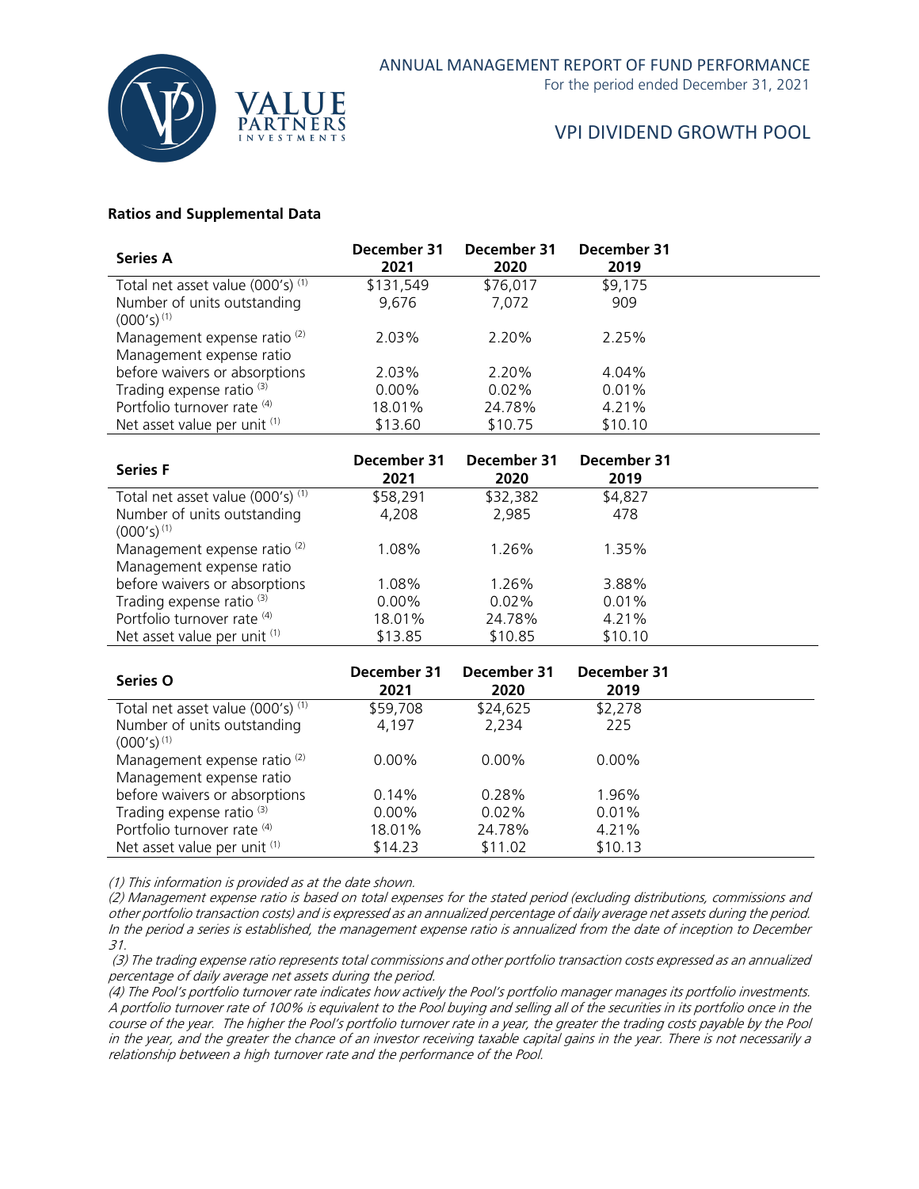### Ratios and Supplemental Data

| Series A | December 31 2021 | December 31 2020 | December 31 2019 |
|---|---|---|---|
| Total net asset value (000's) (1) | $131,549 | $76,017 | $9,175 |
| Number of units outstanding (000's) (1) | 9,676 | 7,072 | 909 |
| Management expense ratio (2) | 2.03% | 2.20% | 2.25% |
| Management expense ratio before waivers or absorptions | 2.03% | 2.20% | 4.04% |
| Trading expense ratio (3) | 0.00% | 0.02% | 0.01% |
| Portfolio turnover rate (4) | 18.01% | 24.78% | 4.21% |
| Net asset value per unit (1) | $13.60 | $10.75 | $10.10 |

| Series F | December 31 2021 | December 31 2020 | December 31 2019 |
|---|---|---|---|
| Total net asset value (000's) (1) | $58,291 | $32,382 | $4,827 |
| Number of units outstanding (000's) (1) | 4,208 | 2,985 | 478 |
| Management expense ratio (2) | 1.08% | 1.26% | 1.35% |
| Management expense ratio before waivers or absorptions | 1.08% | 1.26% | 3.88% |
| Trading expense ratio (3) | 0.00% | 0.02% | 0.01% |
| Portfolio turnover rate (4) | 18.01% | 24.78% | 4.21% |
| Net asset value per unit (1) | $13.85 | $10.85 | $10.10 |

| Series O | December 31 2021 | December 31 2020 | December 31 2019 |
|---|---|---|---|
| Total net asset value (000's) (1) | $59,708 | $24,625 | $2,278 |
| Number of units outstanding (000's) (1) | 4,197 | 2,234 | 225 |
| Management expense ratio (2) | 0.00% | 0.00% | 0.00% |
| Management expense ratio before waivers or absorptions | 0.14% | 0.28% | 1.96% |
| Trading expense ratio (3) | 0.00% | 0.02% | 0.01% |
| Portfolio turnover rate (4) | 18.01% | 24.78% | 4.21% |
| Net asset value per unit (1) | $14.23 | $11.02 | $10.13 |

*(1) This information is provided as at the date shown.*

*(2) Management expense ratio is based on total expenses for the stated period (excluding distributions, commissions and other portfolio transaction costs) and is expressed as an annualized percentage of daily average net assets during the period. In the period a series is established, the management expense ratio is annualized from the date of inception to December 31.*

*(3) The trading expense ratio represents total commissions and other portfolio transaction costs expressed as an annualized percentage of daily average net assets during the period.*

*(4) The Pool's portfolio turnover rate indicates how actively the Pool's portfolio manager manages its portfolio investments. A portfolio turnover rate of 100% is equivalent to the Pool buying and selling all of the securities in its portfolio once in the course of the year. The higher the Pool's portfolio turnover rate in a year, the greater the trading costs payable by the Pool in the year, and the greater the chance of an investor receiving taxable capital gains in the year. There is not necessarily a relationship between a high turnover rate and the performance of the Pool.*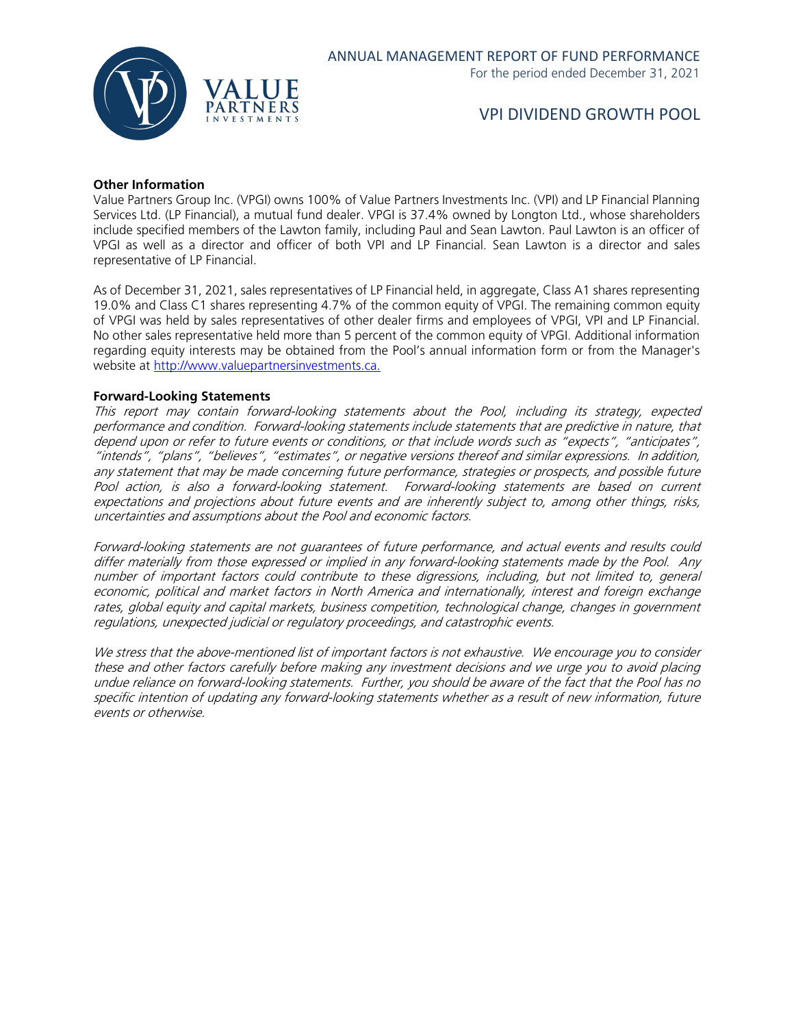### Other Information

Value Partners Group Inc. (VPGI) owns 100% of Value Partners Investments Inc. (VPI) and LP Financial Planning Services Ltd. (LP Financial), a mutual fund dealer. VPGI is 37.4% owned by Longton Ltd., whose shareholders include specified members of the Lawton family, including Paul and Sean Lawton. Paul Lawton is an officer of VPGI as well as a director and officer of both VPI and LP Financial. Sean Lawton is a director and sales representative of LP Financial.

As of December 31, 2021, sales representatives of LP Financial held, in aggregate, Class A1 shares representing 19.0% and Class C1 shares representing 4.7% of the common equity of VPGI. The remaining common equity of VPGI was held by sales representatives of other dealer firms and employees of VPGI, VPI and LP Financial. No other sales representative held more than 5 percent of the common equity of VPGI. Additional information regarding equity interests may be obtained from the Pool's annual information form or from the Manager's website at http://www.valuepartnersinvestments.ca.

### Forward-Looking Statements

*This report may contain forward-looking statements about the Pool, including its strategy, expected performance and condition. Forward-looking statements include statements that are predictive in nature, that depend upon or refer to future events or conditions, or that include words such as "expects", "anticipates", "intends", "plans", "believes", "estimates", or negative versions thereof and similar expressions. In addition, any statement that may be made concerning future performance, strategies or prospects, and possible future Pool action, is also a forward-looking statement. Forward-looking statements are based on current expectations and projections about future events and are inherently subject to, among other things, risks, uncertainties and assumptions about the Pool and economic factors.*

*Forward-looking statements are not guarantees of future performance, and actual events and results could differ materially from those expressed or implied in any forward-looking statements made by the Pool. Any number of important factors could contribute to these digressions, including, but not limited to, general economic, political and market factors in North America and internationally, interest and foreign exchange rates, global equity and capital markets, business competition, technological change, changes in government regulations, unexpected judicial or regulatory proceedings, and catastrophic events.*

*We stress that the above-mentioned list of important factors is not exhaustive. We encourage you to consider these and other factors carefully before making any investment decisions and we urge you to avoid placing undue reliance on forward-looking statements. Further, you should be aware of the fact that the Pool has no specific intention of updating any forward-looking statements whether as a result of new information, future events or otherwise.*